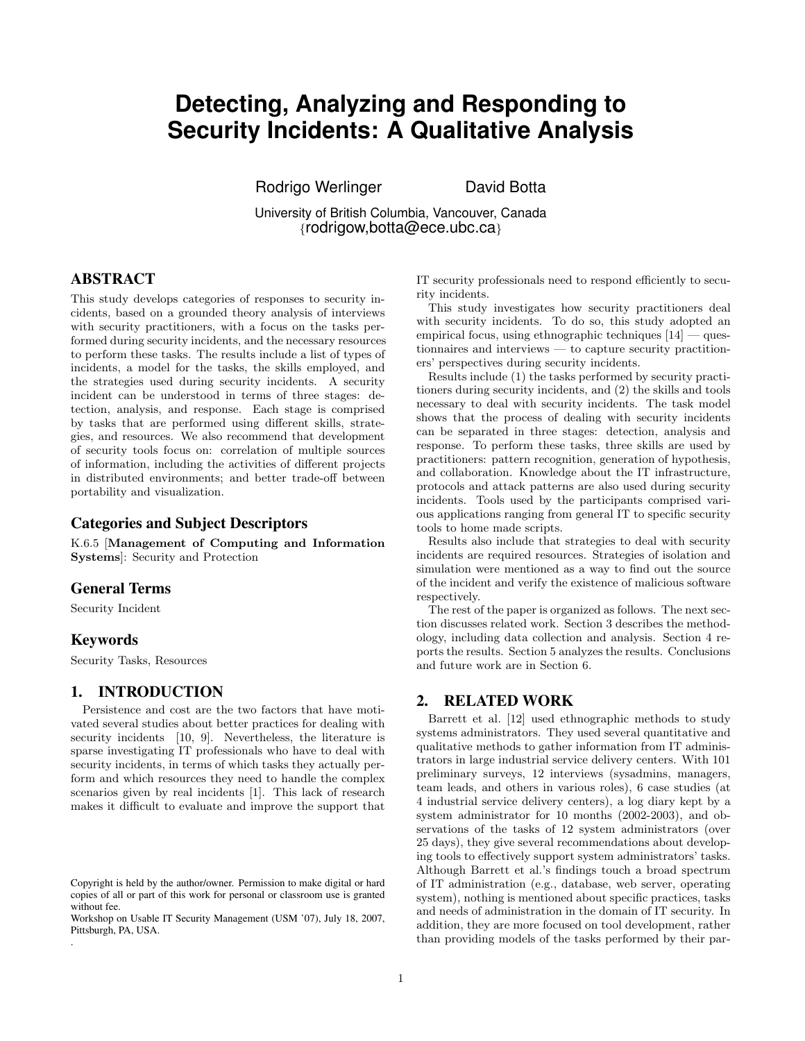# Detecting, Analyzing and Responding to Security Incidents: A Qualitative Analysis

Rodrigo Werlinger    David Botta

University of British Columbia, Vancouver, Canada
{rodrigow,botta@ece.ubc.ca}

## ABSTRACT

This study develops categories of responses to security incidents, based on a grounded theory analysis of interviews with security practitioners, with a focus on the tasks performed during security incidents, and the necessary resources to perform these tasks. The results include a list of types of incidents, a model for the tasks, the skills employed, and the strategies used during security incidents. A security incident can be understood in terms of three stages: detection, analysis, and response. Each stage is comprised by tasks that are performed using different skills, strategies, and resources. We also recommend that development of security tools focus on: correlation of multiple sources of information, including the activities of different projects in distributed environments; and better trade-off between portability and visualization.

### Categories and Subject Descriptors

K.6.5 [**Management of Computing and Information Systems**]: Security and Protection

### General Terms

Security Incident

### Keywords

Security Tasks, Resources

## 1. INTRODUCTION

Persistence and cost are the two factors that have motivated several studies about better practices for dealing with security incidents [10, 9]. Nevertheless, the literature is sparse investigating IT professionals who have to deal with security incidents, in terms of which tasks they actually perform and which resources they need to handle the complex scenarios given by real incidents [1]. This lack of research makes it difficult to evaluate and improve the support that IT security professionals need to respond efficiently to security incidents.

This study investigates how security practitioners deal with security incidents. To do so, this study adopted an empirical focus, using ethnographic techniques [14] — questionnaires and interviews — to capture security practitioners' perspectives during security incidents.

Results include (1) the tasks performed by security practitioners during security incidents, and (2) the skills and tools necessary to deal with security incidents. The task model shows that the process of dealing with security incidents can be separated in three stages: detection, analysis and response. To perform these tasks, three skills are used by practitioners: pattern recognition, generation of hypothesis, and collaboration. Knowledge about the IT infrastructure, protocols and attack patterns are also used during security incidents. Tools used by the participants comprised various applications ranging from general IT to specific security tools to home made scripts.

Results also include that strategies to deal with security incidents are required resources. Strategies of isolation and simulation were mentioned as a way to find out the source of the incident and verify the existence of malicious software respectively.

The rest of the paper is organized as follows. The next section discusses related work. Section 3 describes the methodology, including data collection and analysis. Section 4 reports the results. Section 5 analyzes the results. Conclusions and future work are in Section 6.

## 2. RELATED WORK

Barrett et al. [12] used ethnographic methods to study systems administrators. They used several quantitative and qualitative methods to gather information from IT administrators in large industrial service delivery centers. With 101 preliminary surveys, 12 interviews (sysadmins, managers, team leads, and others in various roles), 6 case studies (at 4 industrial service delivery centers), a log diary kept by a system administrator for 10 months (2002-2003), and observations of the tasks of 12 system administrators (over 25 days), they give several recommendations about developing tools to effectively support system administrators' tasks. Although Barrett et al.'s findings touch a broad spectrum of IT administration (e.g., database, web server, operating system), nothing is mentioned about specific practices, tasks and needs of administration in the domain of IT security. In addition, they are more focused on tool development, rather than providing models of the tasks performed by their par-

Copyright is held by the author/owner. Permission to make digital or hard copies of all or part of this work for personal or classroom use is granted without fee.
Workshop on Usable IT Security Management (USM '07), July 18, 2007, Pittsburgh, PA, USA.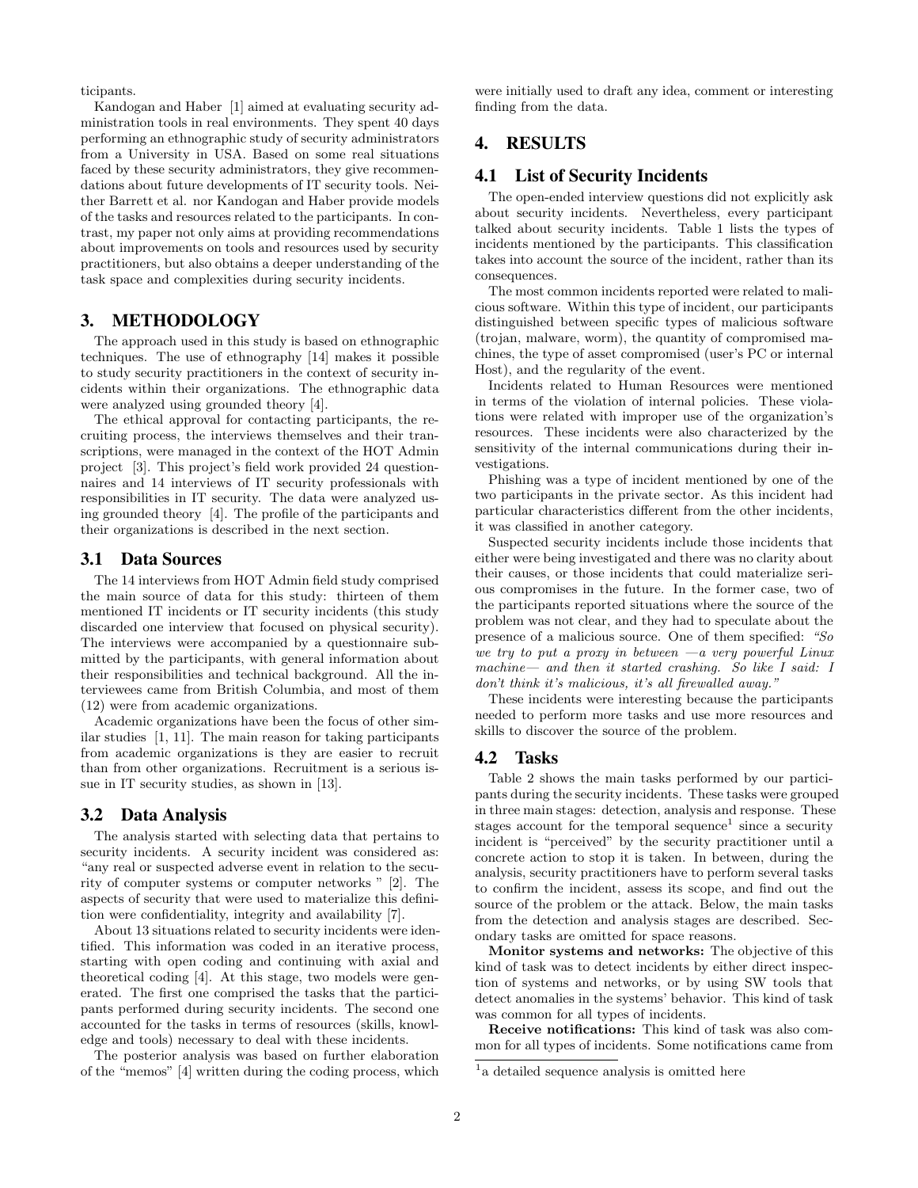ticipants.

Kandogan and Haber [1] aimed at evaluating security administration tools in real environments. They spent 40 days performing an ethnographic study of security administrators from a University in USA. Based on some real situations faced by these security administrators, they give recommendations about future developments of IT security tools. Neither Barrett et al. nor Kandogan and Haber provide models of the tasks and resources related to the participants. In contrast, my paper not only aims at providing recommendations about improvements on tools and resources used by security practitioners, but also obtains a deeper understanding of the task space and complexities during security incidents.

## 3. METHODOLOGY

The approach used in this study is based on ethnographic techniques. The use of ethnography [14] makes it possible to study security practitioners in the context of security incidents within their organizations. The ethnographic data were analyzed using grounded theory [4].

The ethical approval for contacting participants, the recruiting process, the interviews themselves and their transcriptions, were managed in the context of the HOT Admin project [3]. This project's field work provided 24 questionnaires and 14 interviews of IT security professionals with responsibilities in IT security. The data were analyzed using grounded theory [4]. The profile of the participants and their organizations is described in the next section.

### 3.1 Data Sources

The 14 interviews from HOT Admin field study comprised the main source of data for this study: thirteen of them mentioned IT incidents or IT security incidents (this study discarded one interview that focused on physical security). The interviews were accompanied by a questionnaire submitted by the participants, with general information about their responsibilities and technical background. All the interviewees came from British Columbia, and most of them (12) were from academic organizations.

Academic organizations have been the focus of other similar studies [1, 11]. The main reason for taking participants from academic organizations is they are easier to recruit than from other organizations. Recruitment is a serious issue in IT security studies, as shown in [13].

### 3.2 Data Analysis

The analysis started with selecting data that pertains to security incidents. A security incident was considered as: "any real or suspected adverse event in relation to the security of computer systems or computer networks " [2]. The aspects of security that were used to materialize this definition were confidentiality, integrity and availability [7].

About 13 situations related to security incidents were identified. This information was coded in an iterative process, starting with open coding and continuing with axial and theoretical coding [4]. At this stage, two models were generated. The first one comprised the tasks that the participants performed during security incidents. The second one accounted for the tasks in terms of resources (skills, knowledge and tools) necessary to deal with these incidents.

The posterior analysis was based on further elaboration of the "memos" [4] written during the coding process, which were initially used to draft any idea, comment or interesting finding from the data.

## 4. RESULTS

### 4.1 List of Security Incidents

The open-ended interview questions did not explicitly ask about security incidents. Nevertheless, every participant talked about security incidents. Table 1 lists the types of incidents mentioned by the participants. This classification takes into account the source of the incident, rather than its consequences.

The most common incidents reported were related to malicious software. Within this type of incident, our participants distinguished between specific types of malicious software (trojan, malware, worm), the quantity of compromised machines, the type of asset compromised (user's PC or internal Host), and the regularity of the event.

Incidents related to Human Resources were mentioned in terms of the violation of internal policies. These violations were related with improper use of the organization's resources. These incidents were also characterized by the sensitivity of the internal communications during their investigations.

Phishing was a type of incident mentioned by one of the two participants in the private sector. As this incident had particular characteristics different from the other incidents, it was classified in another category.

Suspected security incidents include those incidents that either were being investigated and there was no clarity about their causes, or those incidents that could materialize serious compromises in the future. In the former case, two of the participants reported situations where the source of the problem was not clear, and they had to speculate about the presence of a malicious source. One of them specified: *"So we try to put a proxy in between —a very powerful Linux machine— and then it started crashing. So like I said: I don't think it's malicious, it's all firewalled away."*

These incidents were interesting because the participants needed to perform more tasks and use more resources and skills to discover the source of the problem.

### 4.2 Tasks

Table 2 shows the main tasks performed by our participants during the security incidents. These tasks were grouped in three main stages: detection, analysis and response. These stages account for the temporal sequence[1] since a security incident is "perceived" by the security practitioner until a concrete action to stop it is taken. In between, during the analysis, security practitioners have to perform several tasks to confirm the incident, assess its scope, and find out the source of the problem or the attack. Below, the main tasks from the detection and analysis stages are described. Secondary tasks are omitted for space reasons.

**Monitor systems and networks:** The objective of this kind of task was to detect incidents by either direct inspection of systems and networks, or by using SW tools that detect anomalies in the systems' behavior. This kind of task was common for all types of incidents.

**Receive notifications:** This kind of task was also common for all types of incidents. Some notifications came from

[1] a detailed sequence analysis is omitted here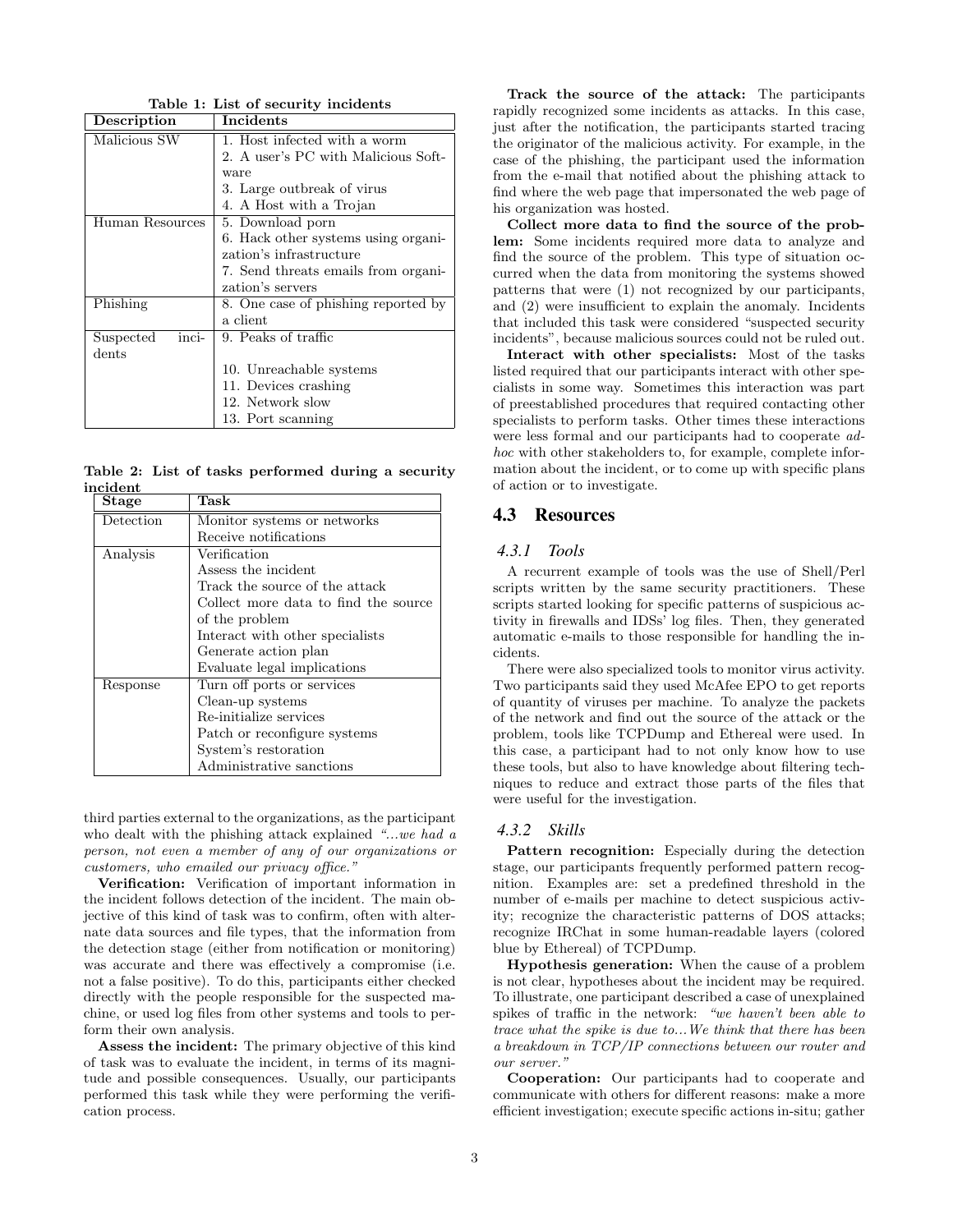Table 1: List of security incidents

| Description | Incidents |
|---|---|
| Malicious SW | 1. Host infected with a worm |
| | 2. A user's PC with Malicious Software |
| | 3. Large outbreak of virus |
| | 4. A Host with a Trojan |
| Human Resources | 5. Download porn |
| | 6. Hack other systems using organization's infrastructure |
| | 7. Send threats emails from organization's servers |
| Phishing | 8. One case of phishing reported by a client |
| Suspected incidents | 9. Peaks of traffic |
| | 10. Unreachable systems |
| | 11. Devices crashing |
| | 12. Network slow |
| | 13. Port scanning |

Table 2: List of tasks performed during a security incident

| Stage | Task |
|---|---|
| Detection | Monitor systems or networks |
| | Receive notifications |
| Analysis | Verification |
| | Assess the incident |
| | Track the source of the attack |
| | Collect more data to find the source of the problem |
| | Interact with other specialists |
| | Generate action plan |
| | Evaluate legal implications |
| Response | Turn off ports or services |
| | Clean-up systems |
| | Re-initialize services |
| | Patch or reconfigure systems |
| | System's restoration |
| | Administrative sanctions |

third parties external to the organizations, as the participant who dealt with the phishing attack explained *"...we had a person, not even a member of any of our organizations or customers, who emailed our privacy office."*

**Verification:** Verification of important information in the incident follows detection of the incident. The main objective of this kind of task was to confirm, often with alternate data sources and file types, that the information from the detection stage (either from notification or monitoring) was accurate and there was effectively a compromise (i.e. not a false positive). To do this, participants either checked directly with the people responsible for the suspected machine, or used log files from other systems and tools to perform their own analysis.

**Assess the incident:** The primary objective of this kind of task was to evaluate the incident, in terms of its magnitude and possible consequences. Usually, our participants performed this task while they were performing the verification process.

**Track the source of the attack:** The participants rapidly recognized some incidents as attacks. In this case, just after the notification, the participants started tracing the originator of the malicious activity. For example, in the case of the phishing, the participant used the information from the e-mail that notified about the phishing attack to find where the web page that impersonated the web page of his organization was hosted.

**Collect more data to find the source of the problem:** Some incidents required more data to analyze and find the source of the problem. This type of situation occurred when the data from monitoring the systems showed patterns that were (1) not recognized by our participants, and (2) were insufficient to explain the anomaly. Incidents that included this task were considered "suspected security incidents", because malicious sources could not be ruled out.

**Interact with other specialists:** Most of the tasks listed required that our participants interact with other specialists in some way. Sometimes this interaction was part of preestablished procedures that required contacting other specialists to perform tasks. Other times these interactions were less formal and our participants had to cooperate *adhoc* with other stakeholders to, for example, complete information about the incident, or to come up with specific plans of action or to investigate.

## 4.3 Resources

### 4.3.1 Tools

A recurrent example of tools was the use of Shell/Perl scripts written by the same security practitioners. These scripts started looking for specific patterns of suspicious activity in firewalls and IDSs' log files. Then, they generated automatic e-mails to those responsible for handling the incidents.

There were also specialized tools to monitor virus activity. Two participants said they used McAfee EPO to get reports of quantity of viruses per machine. To analyze the packets of the network and find out the source of the attack or the problem, tools like TCPDump and Ethereal were used. In this case, a participant had to not only know how to use these tools, but also to have knowledge about filtering techniques to reduce and extract those parts of the files that were useful for the investigation.

### 4.3.2 Skills

**Pattern recognition:** Especially during the detection stage, our participants frequently performed pattern recognition. Examples are: set a predefined threshold in the number of e-mails per machine to detect suspicious activity; recognize the characteristic patterns of DOS attacks; recognize IRChat in some human-readable layers (colored blue by Ethereal) of TCPDump.

**Hypothesis generation:** When the cause of a problem is not clear, hypotheses about the incident may be required. To illustrate, one participant described a case of unexplained spikes of traffic in the network: *"we haven't been able to trace what the spike is due to...We think that there has been a breakdown in TCP/IP connections between our router and our server."*

**Cooperation:** Our participants had to cooperate and communicate with others for different reasons: make a more efficient investigation; execute specific actions in-situ; gather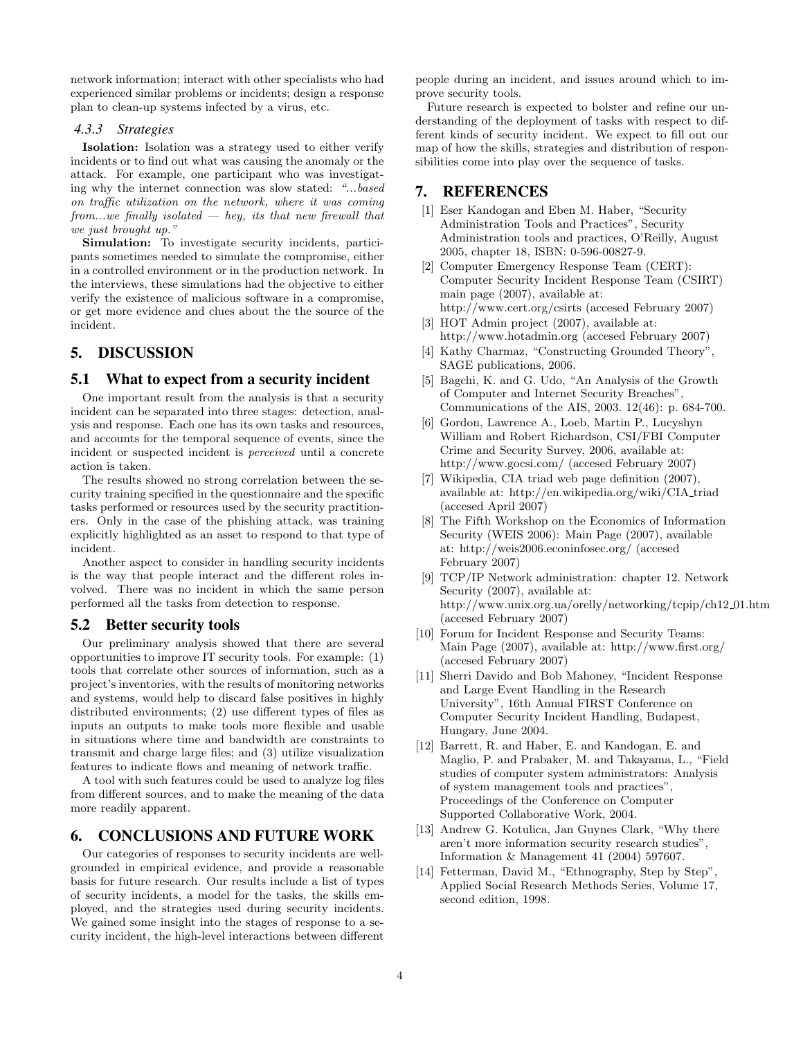network information; interact with other specialists who had experienced similar problems or incidents; design a response plan to clean-up systems infected by a virus, etc.

### *4.3.3 Strategies*

**Isolation:** Isolation was a strategy used to either verify incidents or to find out what was causing the anomaly or the attack. For example, one participant who was investigating why the internet connection was slow stated: *"...based on traffic utilization on the network, where it was coming from...we finally isolated — hey, its that new firewall that we just brought up."*

**Simulation:** To investigate security incidents, participants sometimes needed to simulate the compromise, either in a controlled environment or in the production network. In the interviews, these simulations had the objective to either verify the existence of malicious software in a compromise, or get more evidence and clues about the the source of the incident.

## 5. DISCUSSION

### 5.1 What to expect from a security incident

One important result from the analysis is that a security incident can be separated into three stages: detection, analysis and response. Each one has its own tasks and resources, and accounts for the temporal sequence of events, since the incident or suspected incident is *perceived* until a concrete action is taken.

The results showed no strong correlation between the security training specified in the questionnaire and the specific tasks performed or resources used by the security practitioners. Only in the case of the phishing attack, was training explicitly highlighted as an asset to respond to that type of incident.

Another aspect to consider in handling security incidents is the way that people interact and the different roles involved. There was no incident in which the same person performed all the tasks from detection to response.

### 5.2 Better security tools

Our preliminary analysis showed that there are several opportunities to improve IT security tools. For example: (1) tools that correlate other sources of information, such as a project's inventories, with the results of monitoring networks and systems, would help to discard false positives in highly distributed environments; (2) use different types of files as inputs an outputs to make tools more flexible and usable in situations where time and bandwidth are constraints to transmit and charge large files; and (3) utilize visualization features to indicate flows and meaning of network traffic.

A tool with such features could be used to analyze log files from different sources, and to make the meaning of the data more readily apparent.

## 6. CONCLUSIONS AND FUTURE WORK

Our categories of responses to security incidents are well-grounded in empirical evidence, and provide a reasonable basis for future research. Our results include a list of types of security incidents, a model for the tasks, the skills employed, and the strategies used during security incidents. We gained some insight into the stages of response to a security incident, the high-level interactions between different people during an incident, and issues around which to improve security tools.

Future research is expected to bolster and refine our understanding of the deployment of tasks with respect to different kinds of security incident. We expect to fill out our map of how the skills, strategies and distribution of responsibilities come into play over the sequence of tasks.

## 7. REFERENCES

[1] Eser Kandogan and Eben M. Haber, "Security Administration Tools and Practices", Security Administration tools and practices, O'Reilly, August 2005, chapter 18, ISBN: 0-596-00827-9.

[2] Computer Emergency Response Team (CERT): Computer Security Incident Response Team (CSIRT) main page (2007), available at: http://www.cert.org/csirts (accesed February 2007)

[3] HOT Admin project (2007), available at: http://www.hotadmin.org (accesed February 2007)

[4] Kathy Charmaz, "Constructing Grounded Theory", SAGE publications, 2006.

[5] Bagchi, K. and G. Udo, "An Analysis of the Growth of Computer and Internet Security Breaches", Communications of the AIS, 2003. 12(46): p. 684-700.

[6] Gordon, Lawrence A., Loeb, Martin P., Lucyshyn William and Robert Richardson, CSI/FBI Computer Crime and Security Survey, 2006, available at: http://www.gocsi.com/ (accesed February 2007)

[7] Wikipedia, CIA triad web page definition (2007), available at: http://en.wikipedia.org/wiki/CIA_triad (accesed April 2007)

[8] The Fifth Workshop on the Economics of Information Security (WEIS 2006): Main Page (2007), available at: http://weis2006.econinfosec.org/ (accesed February 2007)

[9] TCP/IP Network administration: chapter 12. Network Security (2007), available at: http://www.unix.org.ua/orelly/networking/tcpip/ch12_01.htm (accesed February 2007)

[10] Forum for Incident Response and Security Teams: Main Page (2007), available at: http://www.first.org/ (accesed February 2007)

[11] Sherri Davido and Bob Mahoney, "Incident Response and Large Event Handling in the Research University", 16th Annual FIRST Conference on Computer Security Incident Handling, Budapest, Hungary, June 2004.

[12] Barrett, R. and Haber, E. and Kandogan, E. and Maglio, P. and Prabaker, M. and Takayama, L., "Field studies of computer system administrators: Analysis of system management tools and practices", Proceedings of the Conference on Computer Supported Collaborative Work, 2004.

[13] Andrew G. Kotulica, Jan Guynes Clark, "Why there aren't more information security research studies", Information & Management 41 (2004) 597607.

[14] Fetterman, David M., "Ethnography, Step by Step", Applied Social Research Methods Series, Volume 17, second edition, 1998.